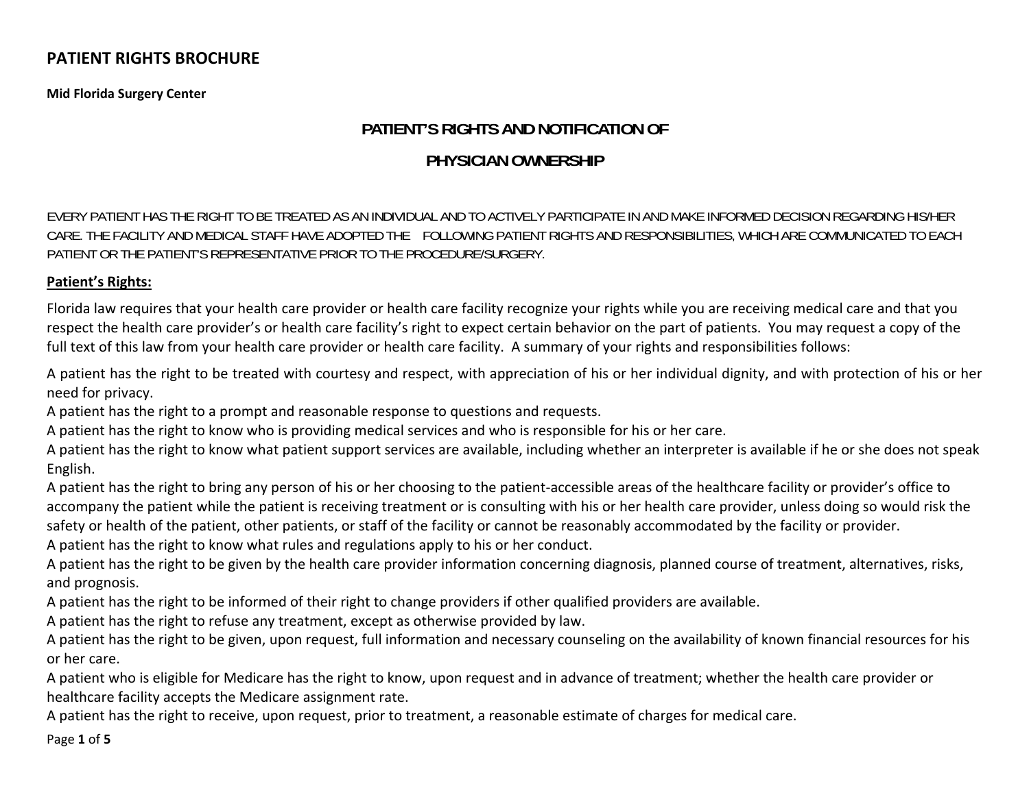# PATIENT RIGHTS BROCHURE

**Mid Florida Surgery Center**

## PATIENT'S RIGHTS AND NOTIFICATION OF PHYSICIAN OWNERSHIP

EVERY PATIENT HAS THE RIGHT TO BE TREATED AS AN INDIVIDUAL AND TO ACTIVELY PARTICIPATE IN AND MAKE INFORMED DECISION REGARDING HIS/HER CARE. THE FACILITY AND MEDICAL STAFF HAVE ADOPTED THE FOLLOWING PATIENT RIGHTS AND RESPONSIBILITIES, WHICH ARE COMMUNICATED TO EACH PATIENT OR THE PATIENT'S REPRESENTATIVE PRIOR TO THE PROCEDURE/SURGERY.

### Patient's Rights:

Florida law requires that your health care provider or health care facility recognize your rights while you are receiving medical care and that you respect the health care provider's or health care facility's right to expect certain behavior on the part of patients. You may request a copy of the full text of this law from your health care provider or health care facility. A summary of your rights and responsibilities follows:

A patient has the right to be treated with courtesy and respect, with appreciation of his or her individual dignity, and with protection of his or her need for privacy.

A patient has the right to a prompt and reasonable response to questions and requests.

A patient has the right to know who is providing medical services and who is responsible for his or her care.

A patient has the right to know what patient support services are available, including whether an interpreter is available if he or she does not speak English.

A patient has the right to bring any person of his or her choosing to the patient-accessible areas of the healthcare facility or provider's office to accompany the patient while the patient is receiving treatment or is consulting with his or her health care provider, unless doing so would risk the safety or health of the patient, other patients, or staff of the facility or cannot be reasonably accommodated by the facility or provider.

A patient has the right to know what rules and regulations apply to his or her conduct.

A patient has the right to be given by the health care provider information concerning diagnosis, planned course of treatment, alternatives, risks, and prognosis.

A patient has the right to be informed of their right to change providers if other qualified providers are available.

A patient has the right to refuse any treatment, except as otherwise provided by law.

A patient has the right to be given, upon request, full information and necessary counseling on the availability of known financial resources for his or her care.

A patient who is eligible for Medicare has the right to know, upon request and in advance of treatment; whether the health care provider or healthcare facility accepts the Medicare assignment rate.

A patient has the right to receive, upon request, prior to treatment, a reasonable estimate of charges for medical care.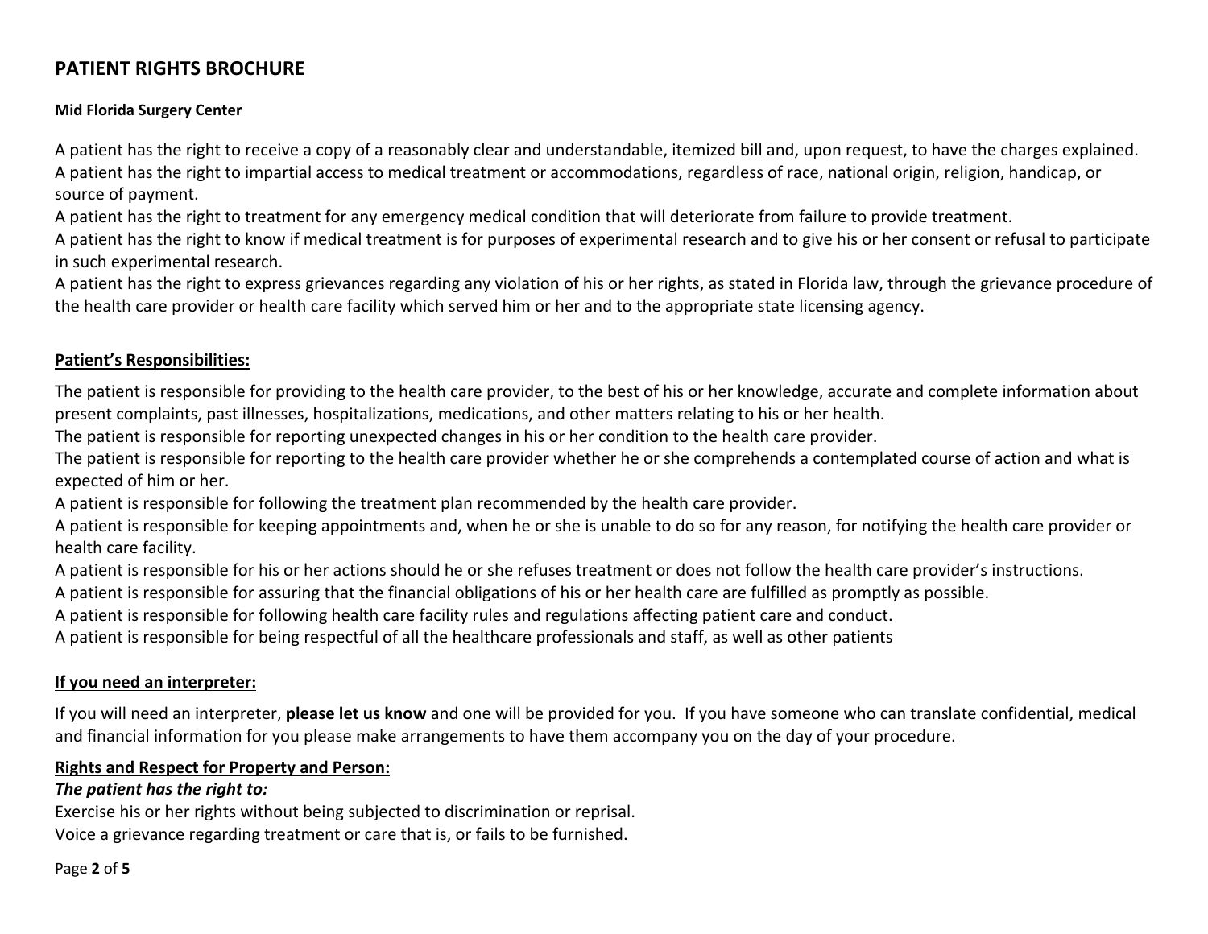# PATIENT RIGHTS BROCHURE

**Mid Florida Surgery Center**

A patient has the right to receive a copy of a reasonably clear and understandable, itemized bill and, upon request, to have the charges explained.
A patient has the right to impartial access to medical treatment or accommodations, regardless of race, national origin, religion, handicap, or source of payment.
A patient has the right to treatment for any emergency medical condition that will deteriorate from failure to provide treatment.
A patient has the right to know if medical treatment is for purposes of experimental research and to give his or her consent or refusal to participate in such experimental research.
A patient has the right to express grievances regarding any violation of his or her rights, as stated in Florida law, through the grievance procedure of the health care provider or health care facility which served him or her and to the appropriate state licensing agency.

## Patient's Responsibilities:

The patient is responsible for providing to the health care provider, to the best of his or her knowledge, accurate and complete information about present complaints, past illnesses, hospitalizations, medications, and other matters relating to his or her health.
The patient is responsible for reporting unexpected changes in his or her condition to the health care provider.
The patient is responsible for reporting to the health care provider whether he or she comprehends a contemplated course of action and what is expected of him or her.
A patient is responsible for following the treatment plan recommended by the health care provider.
A patient is responsible for keeping appointments and, when he or she is unable to do so for any reason, for notifying the health care provider or health care facility.
A patient is responsible for his or her actions should he or she refuses treatment or does not follow the health care provider's instructions.
A patient is responsible for assuring that the financial obligations of his or her health care are fulfilled as promptly as possible.
A patient is responsible for following health care facility rules and regulations affecting patient care and conduct.
A patient is responsible for being respectful of all the healthcare professionals and staff, as well as other patients

## If you need an interpreter:

If you will need an interpreter, **please let us know** and one will be provided for you. If you have someone who can translate confidential, medical and financial information for you please make arrangements to have them accompany you on the day of your procedure.

## Rights and Respect for Property and Person:

***The patient has the right to:***

Exercise his or her rights without being subjected to discrimination or reprisal.
Voice a grievance regarding treatment or care that is, or fails to be furnished.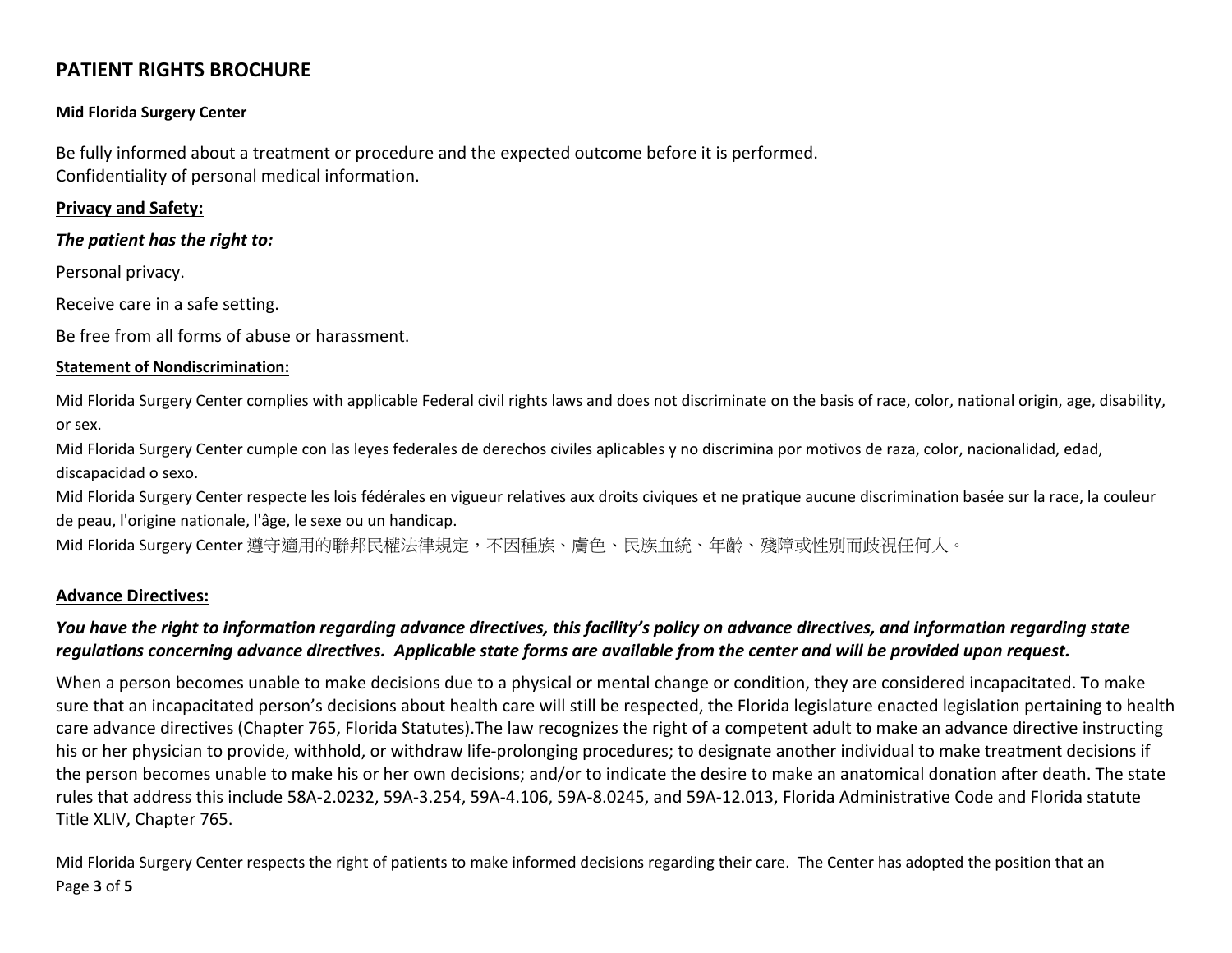## PATIENT RIGHTS BROCHURE

**Mid Florida Surgery Center**

Be fully informed about a treatment or procedure and the expected outcome before it is performed.
Confidentiality of personal medical information.

**Privacy and Safety:**

***The patient has the right to:***

Personal privacy.

Receive care in a safe setting.

Be free from all forms of abuse or harassment.

**Statement of Nondiscrimination:**

Mid Florida Surgery Center complies with applicable Federal civil rights laws and does not discriminate on the basis of race, color, national origin, age, disability, or sex.
Mid Florida Surgery Center cumple con las leyes federales de derechos civiles aplicables y no discrimina por motivos de raza, color, nacionalidad, edad, discapacidad o sexo.
Mid Florida Surgery Center respecte les lois fédérales en vigueur relatives aux droits civiques et ne pratique aucune discrimination basée sur la race, la couleur de peau, l'origine nationale, l'âge, le sexe ou un handicap.
Mid Florida Surgery Center 遵守適用的聯邦民權法律規定，不因種族、膚色、民族血統、年齡、殘障或性別而歧視任何人。

**Advance Directives:**

***You have the right to information regarding advance directives, this facility's policy on advance directives, and information regarding state regulations concerning advance directives. Applicable state forms are available from the center and will be provided upon request.***

When a person becomes unable to make decisions due to a physical or mental change or condition, they are considered incapacitated. To make sure that an incapacitated person's decisions about health care will still be respected, the Florida legislature enacted legislation pertaining to health care advance directives (Chapter 765, Florida Statutes).The law recognizes the right of a competent adult to make an advance directive instructing his or her physician to provide, withhold, or withdraw life-prolonging procedures; to designate another individual to make treatment decisions if the person becomes unable to make his or her own decisions; and/or to indicate the desire to make an anatomical donation after death. The state rules that address this include 58A-2.0232, 59A-3.254, 59A-4.106, 59A-8.0245, and 59A-12.013, Florida Administrative Code and Florida statute Title XLIV, Chapter 765.

Mid Florida Surgery Center respects the right of patients to make informed decisions regarding their care. The Center has adopted the position that an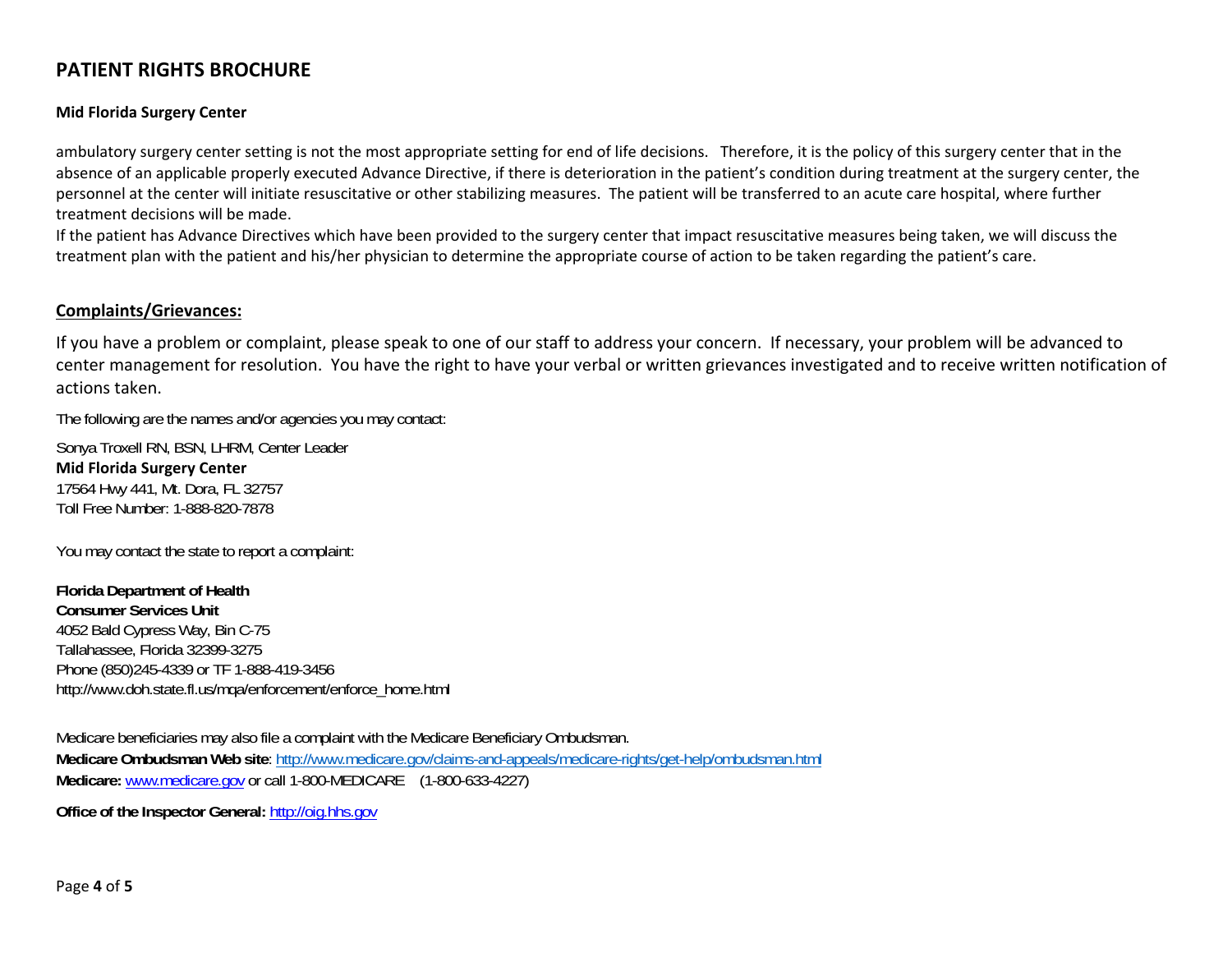## PATIENT RIGHTS BROCHURE

**Mid Florida Surgery Center**

ambulatory surgery center setting is not the most appropriate setting for end of life decisions. Therefore, it is the policy of this surgery center that in the absence of an applicable properly executed Advance Directive, if there is deterioration in the patient's condition during treatment at the surgery center, the personnel at the center will initiate resuscitative or other stabilizing measures. The patient will be transferred to an acute care hospital, where further treatment decisions will be made.

If the patient has Advance Directives which have been provided to the surgery center that impact resuscitative measures being taken, we will discuss the treatment plan with the patient and his/her physician to determine the appropriate course of action to be taken regarding the patient's care.

### Complaints/Grievances:

If you have a problem or complaint, please speak to one of our staff to address your concern. If necessary, your problem will be advanced to center management for resolution. You have the right to have your verbal or written grievances investigated and to receive written notification of actions taken.

The following are the names and/or agencies you may contact:

Sonya Troxell RN, BSN, LHRM, Center Leader
**Mid Florida Surgery Center**
17564 Hwy 441, Mt. Dora, FL 32757
Toll Free Number: 1-888-820-7878

You may contact the state to report a complaint:

**Florida Department of Health**
**Consumer Services Unit**
4052 Bald Cypress Way, Bin C-75
Tallahassee, Florida 32399-3275
Phone (850)245-4339 or TF 1-888-419-3456
http://www.doh.state.fl.us/mqa/enforcement/enforce_home.html

Medicare beneficiaries may also file a complaint with the Medicare Beneficiary Ombudsman.
**Medicare Ombudsman Web site**: http://www.medicare.gov/claims-and-appeals/medicare-rights/get-help/ombudsman.html
**Medicare:** www.medicare.gov or call 1-800-MEDICARE (1-800-633-4227)

**Office of the Inspector General:** http://oig.hhs.gov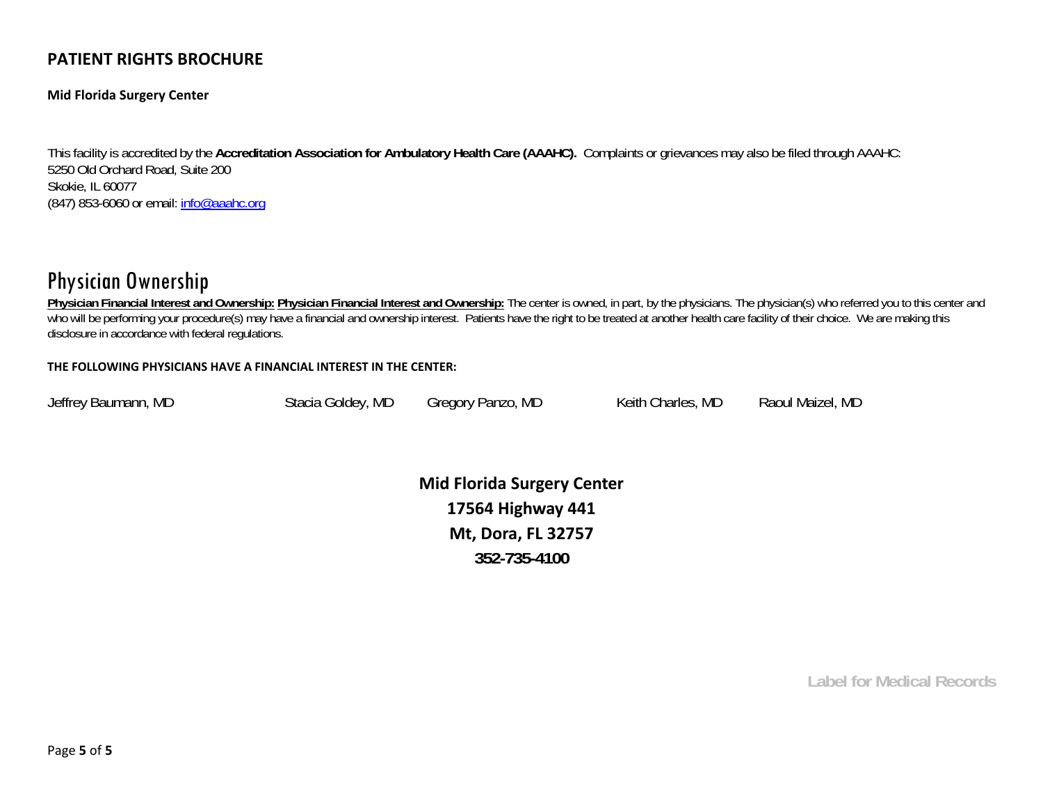## PATIENT RIGHTS BROCHURE

**Mid Florida Surgery Center**

This facility is accredited by the **Accreditation Association for Ambulatory Health Care (AAAHC).** Complaints or grievances may also be filed through AAAHC:
5250 Old Orchard Road, Suite 200
Skokie, IL 60077
(847) 853-6060 or email: info@aaahc.org

# Physician Ownership

**Physician Financial Interest and Ownership: Physician Financial Interest and Ownership:** The center is owned, in part, by the physicians. The physician(s) who referred you to this center and who will be performing your procedure(s) may have a financial and ownership interest. Patients have the right to be treated at another health care facility of their choice. We are making this disclosure in accordance with federal regulations.

**THE FOLLOWING PHYSICIANS HAVE A FINANCIAL INTEREST IN THE CENTER:**

Jeffrey Baumann, MD    Stacia Goldey, MD    Gregory Panzo, MD    Keith Charles, MD    Raoul Maizel, MD

**Mid Florida Surgery Center**
**17564 Highway 441**
**Mt, Dora, FL 32757**
**352-735-4100**

Label for Medical Records